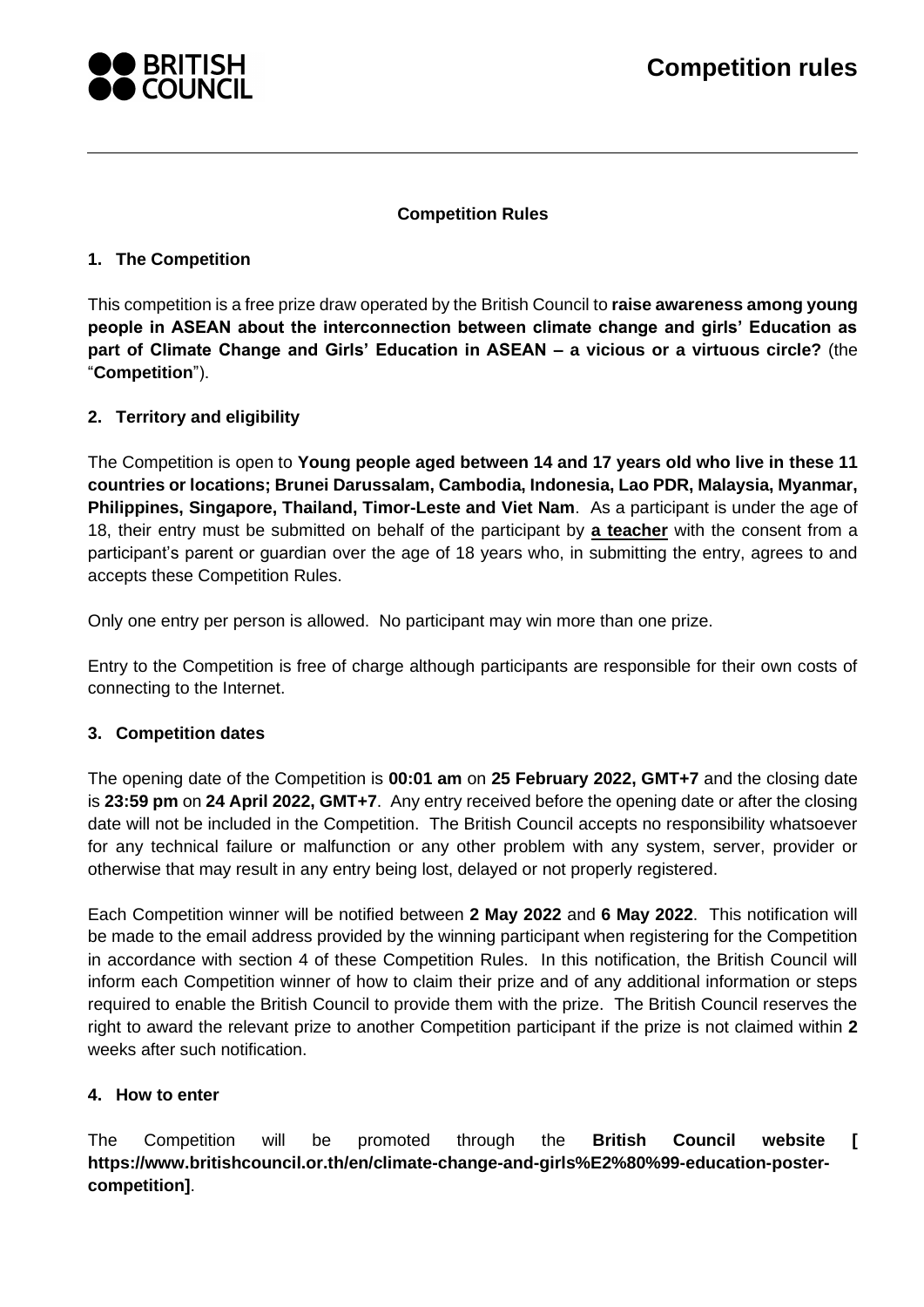# Competition rules

## Competition Rules

### 1. The Competition

This competition is a free prize draw operated by the British Council to **raise awareness among young people in ASEAN about the interconnection between climate change and girls' Education as part of Climate Change and Girls' Education in ASEAN – a vicious or a virtuous circle?** (the "**Competition**").

### 2. Territory and eligibility

The Competition is open to **Young people aged between 14 and 17 years old who live in these 11 countries or locations; Brunei Darussalam, Cambodia, Indonesia, Lao PDR, Malaysia, Myanmar, Philippines, Singapore, Thailand, Timor-Leste and Viet Nam**. As a participant is under the age of 18, their entry must be submitted on behalf of the participant by **a teacher** with the consent from a participant's parent or guardian over the age of 18 years who, in submitting the entry, agrees to and accepts these Competition Rules.

Only one entry per person is allowed. No participant may win more than one prize.

Entry to the Competition is free of charge although participants are responsible for their own costs of connecting to the Internet.

### 3. Competition dates

The opening date of the Competition is **00:01 am** on **25 February 2022, GMT+7** and the closing date is **23:59 pm** on **24 April 2022, GMT+7**. Any entry received before the opening date or after the closing date will not be included in the Competition. The British Council accepts no responsibility whatsoever for any technical failure or malfunction or any other problem with any system, server, provider or otherwise that may result in any entry being lost, delayed or not properly registered.

Each Competition winner will be notified between **2 May 2022** and **6 May 2022**. This notification will be made to the email address provided by the winning participant when registering for the Competition in accordance with section 4 of these Competition Rules. In this notification, the British Council will inform each Competition winner of how to claim their prize and of any additional information or steps required to enable the British Council to provide them with the prize. The British Council reserves the right to award the relevant prize to another Competition participant if the prize is not claimed within **2** weeks after such notification.

### 4. How to enter

The Competition will be promoted through the **British Council website [ https://www.britishcouncil.or.th/en/climate-change-and-girls%E2%80%99-education-poster-competition]**.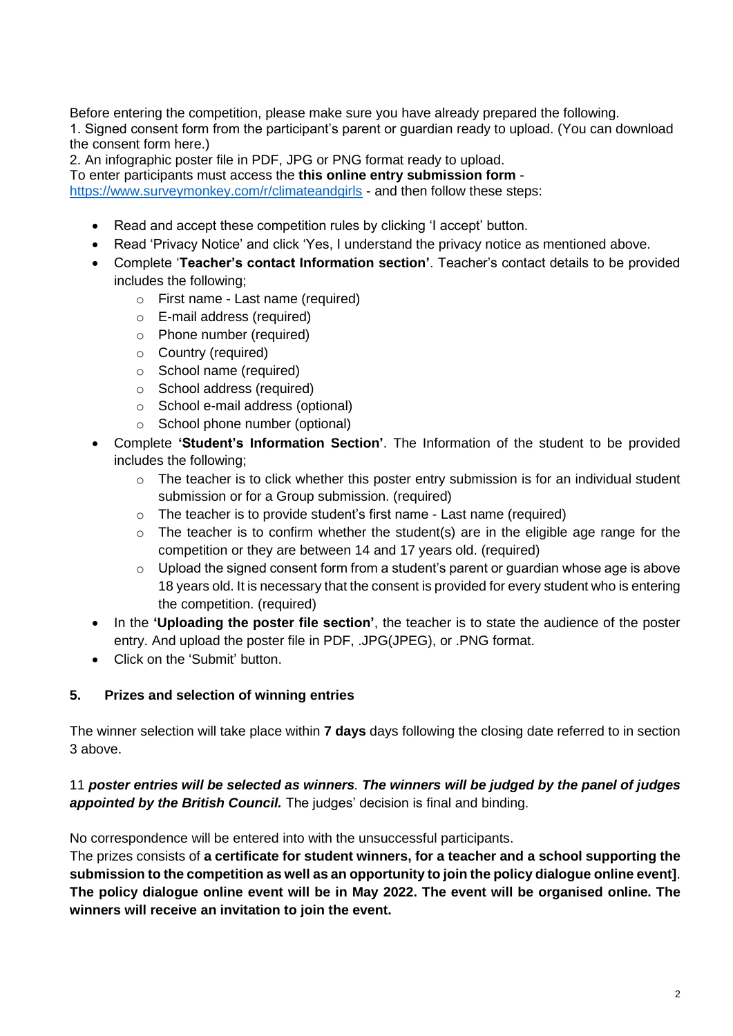Before entering the competition, please make sure you have already prepared the following.
1. Signed consent form from the participant's parent or guardian ready to upload. (You can download the consent form here.)
2. An infographic poster file in PDF, JPG or PNG format ready to upload.
To enter participants must access the **this online entry submission form** - [https://www.surveymonkey.com/r/climateandgirls](https://www.surveymonkey.com/r/climateandgirls) - and then follow these steps:

- Read and accept these competition rules by clicking 'I accept' button.
- Read 'Privacy Notice' and click 'Yes, I understand the privacy notice as mentioned above.
- Complete '**Teacher's contact Information section**'. Teacher's contact details to be provided includes the following;
  - First name - Last name (required)
  - E-mail address (required)
  - Phone number (required)
  - Country (required)
  - School name (required)
  - School address (required)
  - School e-mail address (optional)
  - School phone number (optional)
- Complete **'Student's Information Section'**. The Information of the student to be provided includes the following;
  - The teacher is to click whether this poster entry submission is for an individual student submission or for a Group submission. (required)
  - The teacher is to provide student's first name - Last name (required)
  - The teacher is to confirm whether the student(s) are in the eligible age range for the competition or they are between 14 and 17 years old. (required)
  - Upload the signed consent form from a student's parent or guardian whose age is above 18 years old. It is necessary that the consent is provided for every student who is entering the competition. (required)
- In the **'Uploading the poster file section'**, the teacher is to state the audience of the poster entry. And upload the poster file in PDF, .JPG(JPEG), or .PNG format.
- Click on the 'Submit' button.

## 5. Prizes and selection of winning entries

The winner selection will take place within **7 days** days following the closing date referred to in section 3 above.

11 ***poster entries will be selected as winners**. **The winners will be judged by the panel of judges appointed by the British Council.*** The judges' decision is final and binding.

No correspondence will be entered into with the unsuccessful participants.
The prizes consists of **a certificate for student winners, for a teacher and a school supporting the submission to the competition as well as an opportunity to join the policy dialogue online event]**. **The policy dialogue online event will be in May 2022. The event will be organised online. The winners will receive an invitation to join the event.**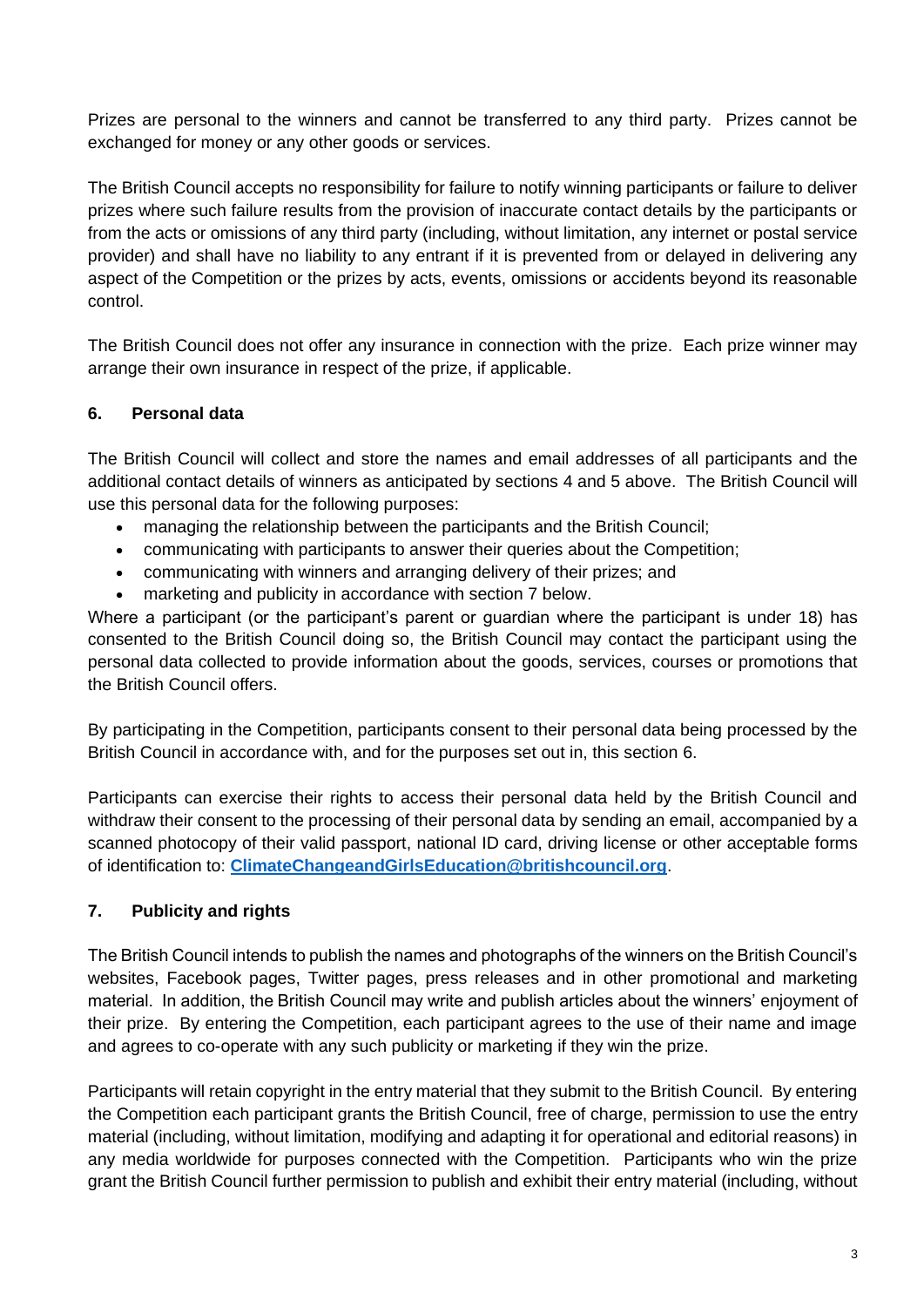Prizes are personal to the winners and cannot be transferred to any third party. Prizes cannot be exchanged for money or any other goods or services.

The British Council accepts no responsibility for failure to notify winning participants or failure to deliver prizes where such failure results from the provision of inaccurate contact details by the participants or from the acts or omissions of any third party (including, without limitation, any internet or postal service provider) and shall have no liability to any entrant if it is prevented from or delayed in delivering any aspect of the Competition or the prizes by acts, events, omissions or accidents beyond its reasonable control.

The British Council does not offer any insurance in connection with the prize. Each prize winner may arrange their own insurance in respect of the prize, if applicable.

## 6. Personal data

The British Council will collect and store the names and email addresses of all participants and the additional contact details of winners as anticipated by sections 4 and 5 above. The British Council will use this personal data for the following purposes:

- managing the relationship between the participants and the British Council;
- communicating with participants to answer their queries about the Competition;
- communicating with winners and arranging delivery of their prizes; and
- marketing and publicity in accordance with section 7 below.

Where a participant (or the participant's parent or guardian where the participant is under 18) has consented to the British Council doing so, the British Council may contact the participant using the personal data collected to provide information about the goods, services, courses or promotions that the British Council offers.

By participating in the Competition, participants consent to their personal data being processed by the British Council in accordance with, and for the purposes set out in, this section 6.

Participants can exercise their rights to access their personal data held by the British Council and withdraw their consent to the processing of their personal data by sending an email, accompanied by a scanned photocopy of their valid passport, national ID card, driving license or other acceptable forms of identification to: **ClimateChangeandGirlsEducation@britishcouncil.org**.

## 7. Publicity and rights

The British Council intends to publish the names and photographs of the winners on the British Council's websites, Facebook pages, Twitter pages, press releases and in other promotional and marketing material. In addition, the British Council may write and publish articles about the winners' enjoyment of their prize. By entering the Competition, each participant agrees to the use of their name and image and agrees to co-operate with any such publicity or marketing if they win the prize.

Participants will retain copyright in the entry material that they submit to the British Council. By entering the Competition each participant grants the British Council, free of charge, permission to use the entry material (including, without limitation, modifying and adapting it for operational and editorial reasons) in any media worldwide for purposes connected with the Competition. Participants who win the prize grant the British Council further permission to publish and exhibit their entry material (including, without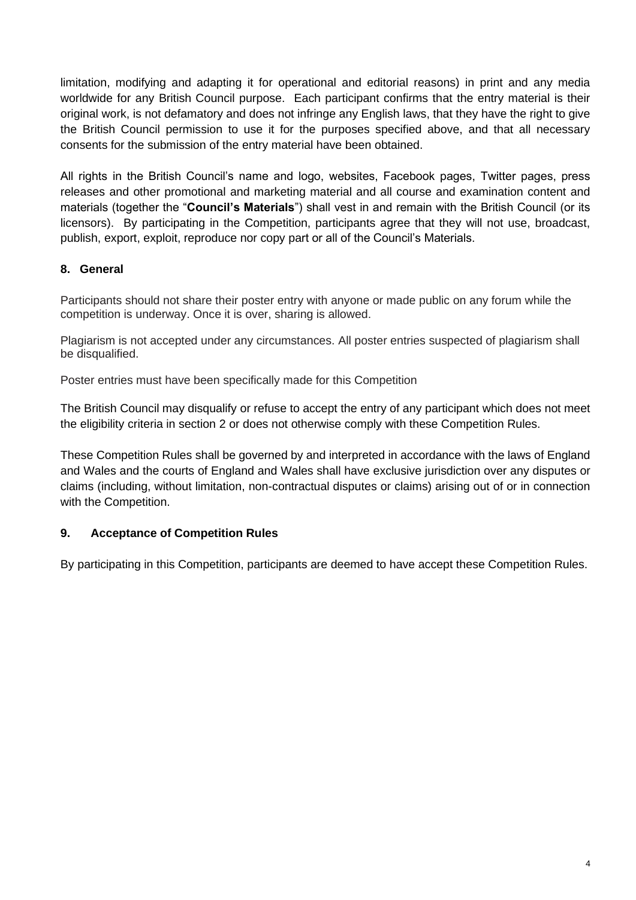limitation, modifying and adapting it for operational and editorial reasons) in print and any media worldwide for any British Council purpose. Each participant confirms that the entry material is their original work, is not defamatory and does not infringe any English laws, that they have the right to give the British Council permission to use it for the purposes specified above, and that all necessary consents for the submission of the entry material have been obtained.

All rights in the British Council's name and logo, websites, Facebook pages, Twitter pages, press releases and other promotional and marketing material and all course and examination content and materials (together the "**Council's Materials**") shall vest in and remain with the British Council (or its licensors). By participating in the Competition, participants agree that they will not use, broadcast, publish, export, exploit, reproduce nor copy part or all of the Council's Materials.

## 8. General

Participants should not share their poster entry with anyone or made public on any forum while the competition is underway. Once it is over, sharing is allowed.

Plagiarism is not accepted under any circumstances. All poster entries suspected of plagiarism shall be disqualified.

Poster entries must have been specifically made for this Competition

The British Council may disqualify or refuse to accept the entry of any participant which does not meet the eligibility criteria in section 2 or does not otherwise comply with these Competition Rules.

These Competition Rules shall be governed by and interpreted in accordance with the laws of England and Wales and the courts of England and Wales shall have exclusive jurisdiction over any disputes or claims (including, without limitation, non-contractual disputes or claims) arising out of or in connection with the Competition.

## 9. Acceptance of Competition Rules

By participating in this Competition, participants are deemed to have accept these Competition Rules.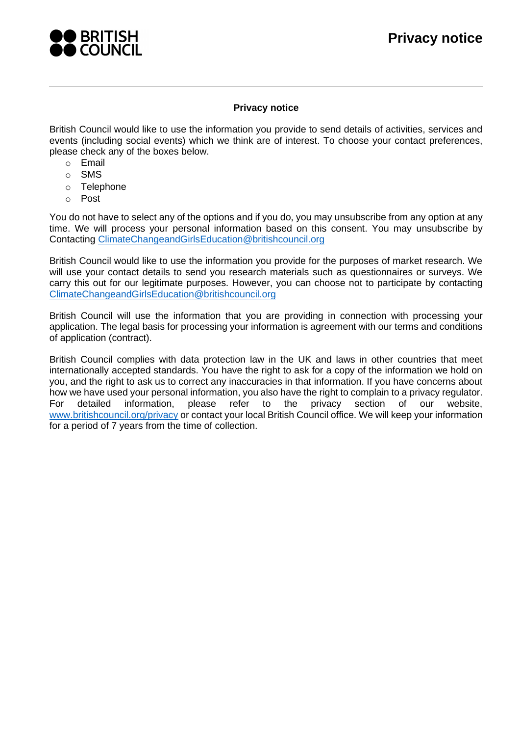## Privacy notice

British Council would like to use the information you provide to send details of activities, services and events (including social events) which we think are of interest. To choose your contact preferences, please check any of the boxes below.

- Email
- SMS
- Telephone
- Post

You do not have to select any of the options and if you do, you may unsubscribe from any option at any time. We will process your personal information based on this consent. You may unsubscribe by Contacting ClimateChangeandGirlsEducation@britishcouncil.org

British Council would like to use the information you provide for the purposes of market research. We will use your contact details to send you research materials such as questionnaires or surveys. We carry this out for our legitimate purposes. However, you can choose not to participate by contacting ClimateChangeandGirlsEducation@britishcouncil.org

British Council will use the information that you are providing in connection with processing your application. The legal basis for processing your information is agreement with our terms and conditions of application (contract).

British Council complies with data protection law in the UK and laws in other countries that meet internationally accepted standards. You have the right to ask for a copy of the information we hold on you, and the right to ask us to correct any inaccuracies in that information. If you have concerns about how we have used your personal information, you also have the right to complain to a privacy regulator. For detailed information, please refer to the privacy section of our website, www.britishcouncil.org/privacy or contact your local British Council office. We will keep your information for a period of 7 years from the time of collection.